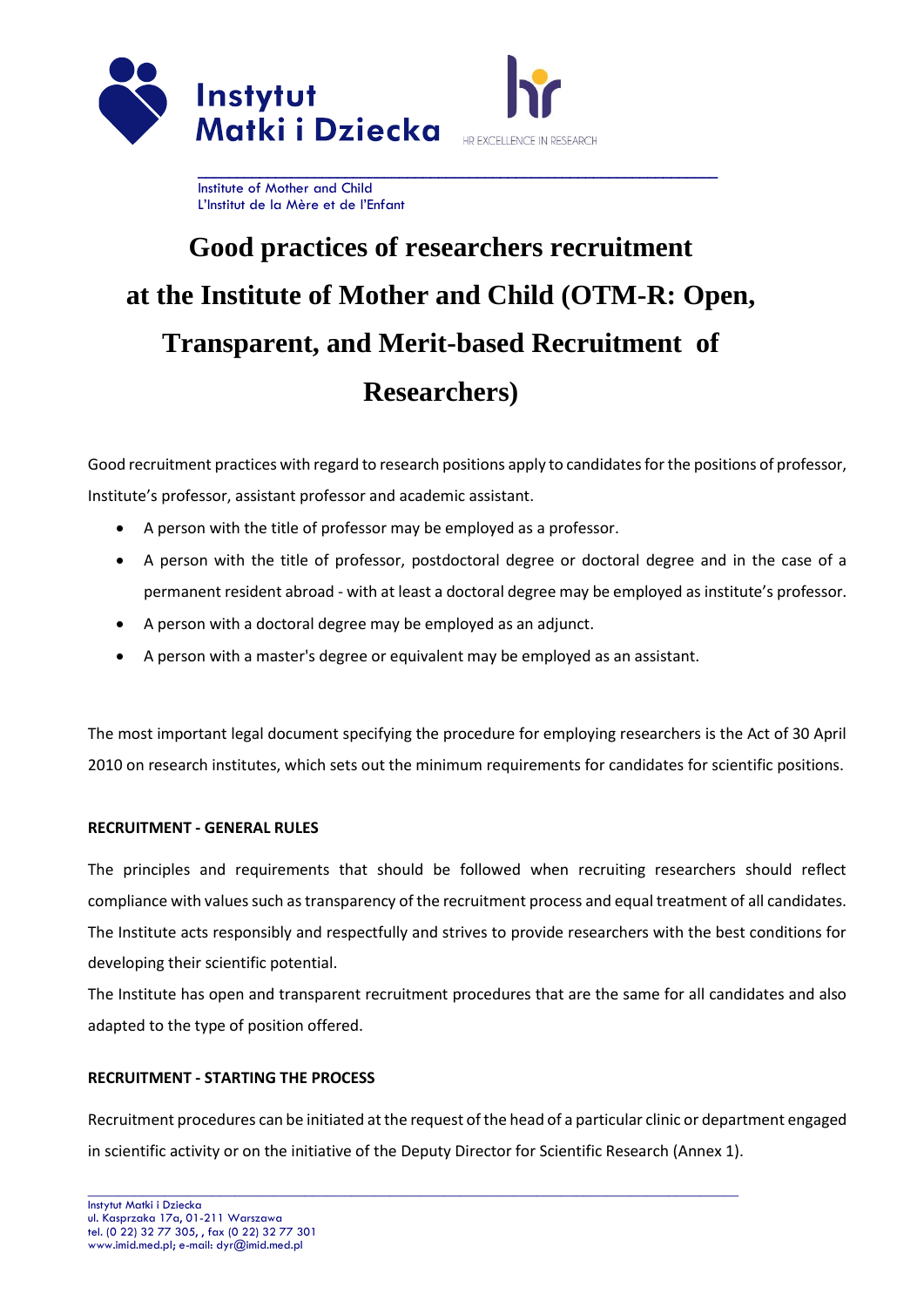Institute of Mother and Child
L'Institut de la Mère et de l'Enfant

# Good practices of researchers recruitment at the Institute of Mother and Child (OTM-R: Open, Transparent, and Merit-based Recruitment of Researchers)

Good recruitment practices with regard to research positions apply to candidates for the positions of professor, Institute's professor, assistant professor and academic assistant.

- A person with the title of professor may be employed as a professor.
- A person with the title of professor, postdoctoral degree or doctoral degree and in the case of a permanent resident abroad - with at least a doctoral degree may be employed as institute's professor.
- A person with a doctoral degree may be employed as an adjunct.
- A person with a master's degree or equivalent may be employed as an assistant.

The most important legal document specifying the procedure for employing researchers is the Act of 30 April 2010 on research institutes, which sets out the minimum requirements for candidates for scientific positions.

**RECRUITMENT - GENERAL RULES**

The principles and requirements that should be followed when recruiting researchers should reflect compliance with values such as transparency of the recruitment process and equal treatment of all candidates. The Institute acts responsibly and respectfully and strives to provide researchers with the best conditions for developing their scientific potential.

The Institute has open and transparent recruitment procedures that are the same for all candidates and also adapted to the type of position offered.

**RECRUITMENT - STARTING THE PROCESS**

Recruitment procedures can be initiated at the request of the head of a particular clinic or department engaged in scientific activity or on the initiative of the Deputy Director for Scientific Research (Annex 1).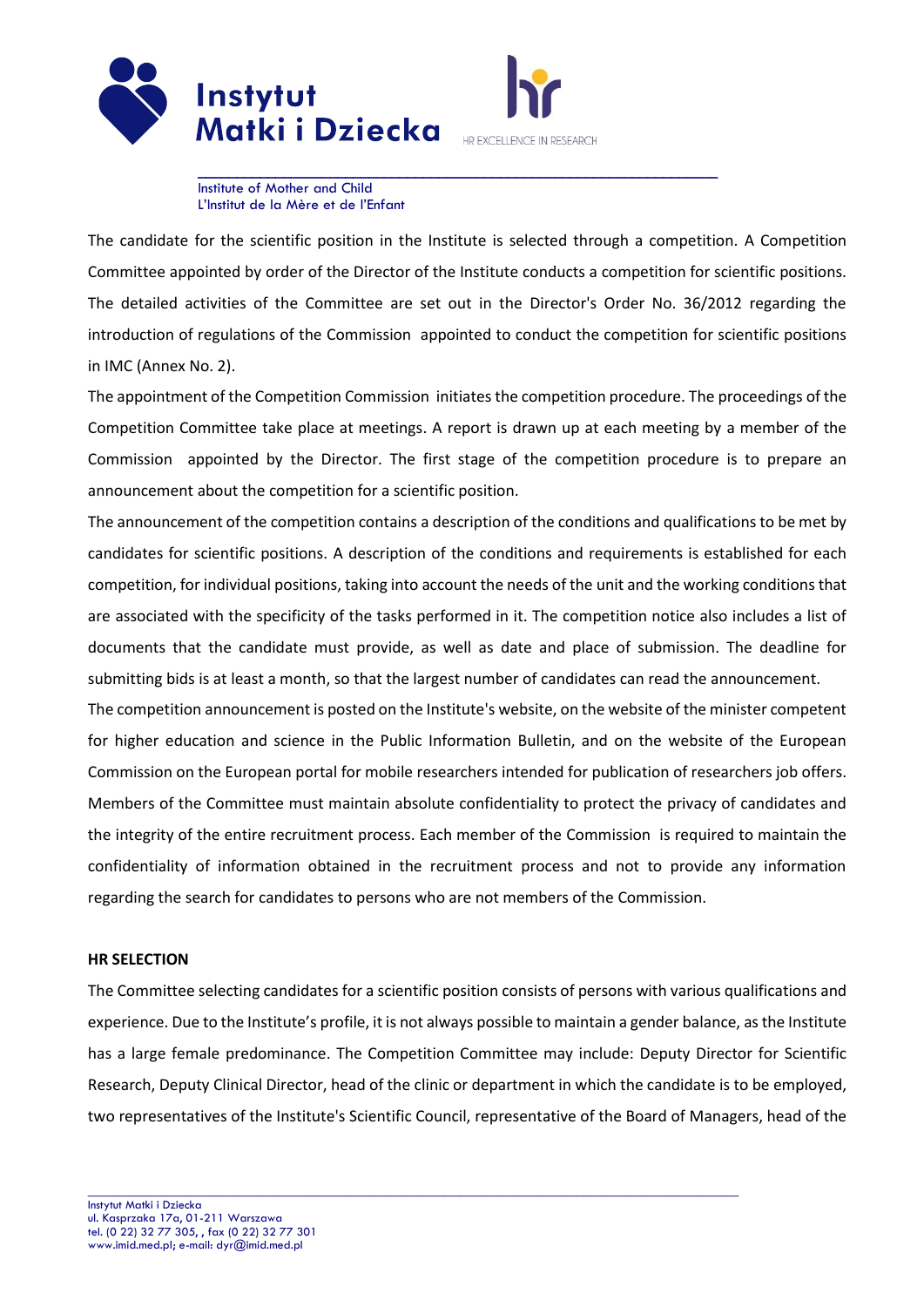The candidate for the scientific position in the Institute is selected through a competition. A Competition Committee appointed by order of the Director of the Institute conducts a competition for scientific positions. The detailed activities of the Committee are set out in the Director's Order No. 36/2012 regarding the introduction of regulations of the Commission appointed to conduct the competition for scientific positions in IMC (Annex No. 2).

The appointment of the Competition Commission initiates the competition procedure. The proceedings of the Competition Committee take place at meetings. A report is drawn up at each meeting by a member of the Commission appointed by the Director. The first stage of the competition procedure is to prepare an announcement about the competition for a scientific position.

The announcement of the competition contains a description of the conditions and qualifications to be met by candidates for scientific positions. A description of the conditions and requirements is established for each competition, for individual positions, taking into account the needs of the unit and the working conditions that are associated with the specificity of the tasks performed in it. The competition notice also includes a list of documents that the candidate must provide, as well as date and place of submission. The deadline for submitting bids is at least a month, so that the largest number of candidates can read the announcement.

The competition announcement is posted on the Institute's website, on the website of the minister competent for higher education and science in the Public Information Bulletin, and on the website of the European Commission on the European portal for mobile researchers intended for publication of researchers job offers. Members of the Committee must maintain absolute confidentiality to protect the privacy of candidates and the integrity of the entire recruitment process. Each member of the Commission is required to maintain the confidentiality of information obtained in the recruitment process and not to provide any information regarding the search for candidates to persons who are not members of the Commission.

**HR SELECTION**

The Committee selecting candidates for a scientific position consists of persons with various qualifications and experience. Due to the Institute's profile, it is not always possible to maintain a gender balance, as the Institute has a large female predominance. The Competition Committee may include: Deputy Director for Scientific Research, Deputy Clinical Director, head of the clinic or department in which the candidate is to be employed, two representatives of the Institute's Scientific Council, representative of the Board of Managers, head of the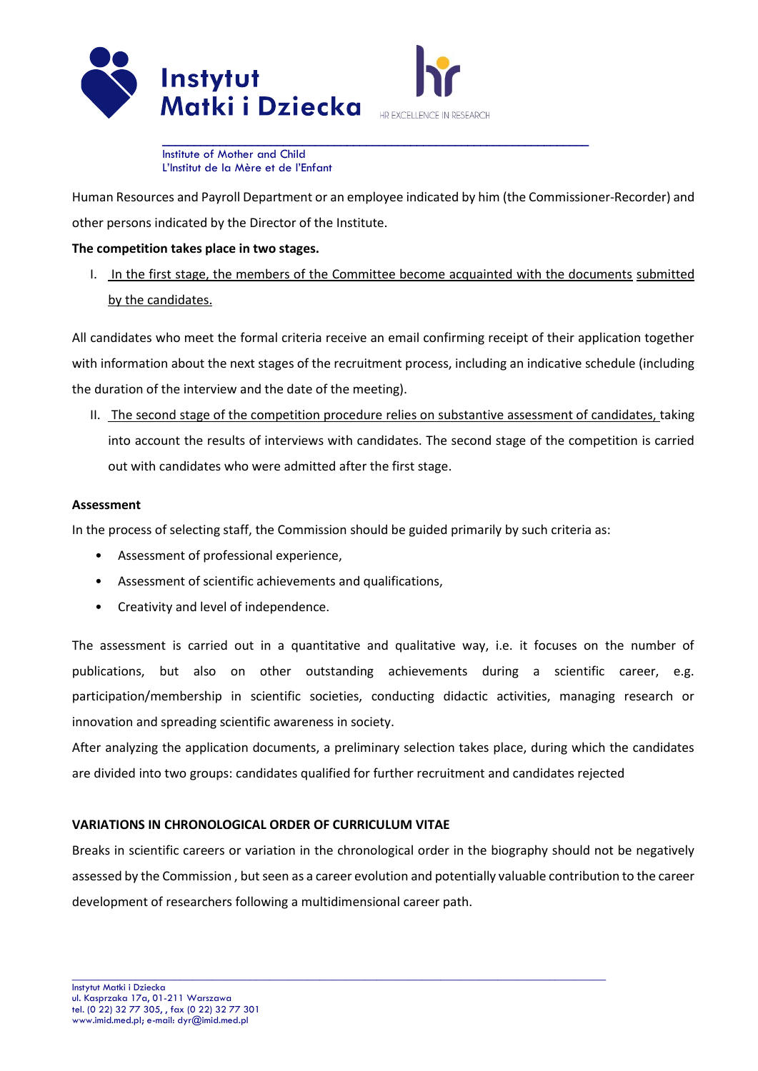Human Resources and Payroll Department or an employee indicated by him (the Commissioner-Recorder) and other persons indicated by the Director of the Institute.

**The competition takes place in two stages.**

I. In the first stage, the members of the Committee become acquainted with the documents submitted by the candidates.

All candidates who meet the formal criteria receive an email confirming receipt of their application together with information about the next stages of the recruitment process, including an indicative schedule (including the duration of the interview and the date of the meeting).

II. The second stage of the competition procedure relies on substantive assessment of candidates, taking into account the results of interviews with candidates. The second stage of the competition is carried out with candidates who were admitted after the first stage.

**Assessment**

In the process of selecting staff, the Commission should be guided primarily by such criteria as:

- Assessment of professional experience,
- Assessment of scientific achievements and qualifications,
- Creativity and level of independence.

The assessment is carried out in a quantitative and qualitative way, i.e. it focuses on the number of publications, but also on other outstanding achievements during a scientific career, e.g. participation/membership in scientific societies, conducting didactic activities, managing research or innovation and spreading scientific awareness in society.

After analyzing the application documents, a preliminary selection takes place, during which the candidates are divided into two groups: candidates qualified for further recruitment and candidates rejected

**VARIATIONS IN CHRONOLOGICAL ORDER OF CURRICULUM VITAE**

Breaks in scientific careers or variation in the chronological order in the biography should not be negatively assessed by the Commission , but seen as a career evolution and potentially valuable contribution to the career development of researchers following a multidimensional career path.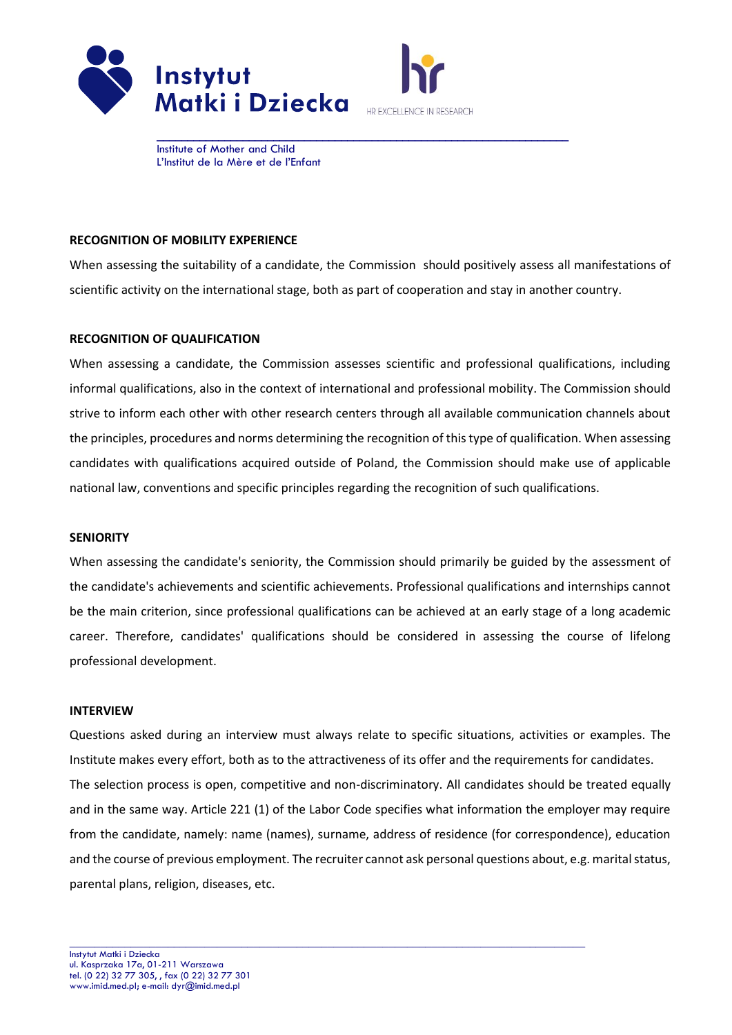## RECOGNITION OF MOBILITY EXPERIENCE

When assessing the suitability of a candidate, the Commission should positively assess all manifestations of scientific activity on the international stage, both as part of cooperation and stay in another country.

## RECOGNITION OF QUALIFICATION

When assessing a candidate, the Commission assesses scientific and professional qualifications, including informal qualifications, also in the context of international and professional mobility. The Commission should strive to inform each other with other research centers through all available communication channels about the principles, procedures and norms determining the recognition of this type of qualification. When assessing candidates with qualifications acquired outside of Poland, the Commission should make use of applicable national law, conventions and specific principles regarding the recognition of such qualifications.

## SENIORITY

When assessing the candidate's seniority, the Commission should primarily be guided by the assessment of the candidate's achievements and scientific achievements. Professional qualifications and internships cannot be the main criterion, since professional qualifications can be achieved at an early stage of a long academic career. Therefore, candidates' qualifications should be considered in assessing the course of lifelong professional development.

## INTERVIEW

Questions asked during an interview must always relate to specific situations, activities or examples. The Institute makes every effort, both as to the attractiveness of its offer and the requirements for candidates.

The selection process is open, competitive and non-discriminatory. All candidates should be treated equally and in the same way. Article 221 (1) of the Labor Code specifies what information the employer may require from the candidate, namely: name (names), surname, address of residence (for correspondence), education and the course of previous employment. The recruiter cannot ask personal questions about, e.g. marital status, parental plans, religion, diseases, etc.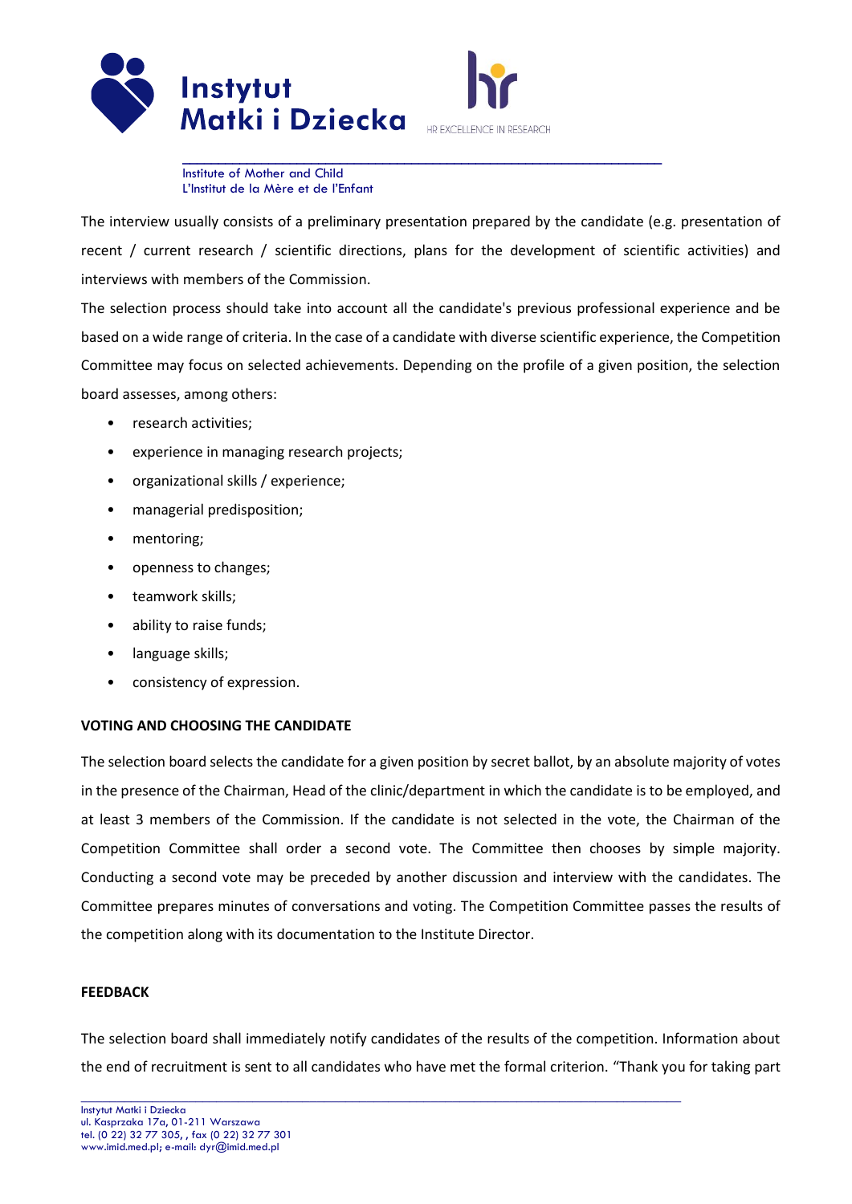The interview usually consists of a preliminary presentation prepared by the candidate (e.g. presentation of recent / current research / scientific directions, plans for the development of scientific activities) and interviews with members of the Commission.

The selection process should take into account all the candidate's previous professional experience and be based on a wide range of criteria. In the case of a candidate with diverse scientific experience, the Competition Committee may focus on selected achievements. Depending on the profile of a given position, the selection board assesses, among others:

- research activities;
- experience in managing research projects;
- organizational skills / experience;
- managerial predisposition;
- mentoring;
- openness to changes;
- teamwork skills;
- ability to raise funds;
- language skills;
- consistency of expression.

**VOTING AND CHOOSING THE CANDIDATE**

The selection board selects the candidate for a given position by secret ballot, by an absolute majority of votes in the presence of the Chairman, Head of the clinic/department in which the candidate is to be employed, and at least 3 members of the Commission. If the candidate is not selected in the vote, the Chairman of the Competition Committee shall order a second vote. The Committee then chooses by simple majority. Conducting a second vote may be preceded by another discussion and interview with the candidates. The Committee prepares minutes of conversations and voting. The Competition Committee passes the results of the competition along with its documentation to the Institute Director.

**FEEDBACK**

The selection board shall immediately notify candidates of the results of the competition. Information about the end of recruitment is sent to all candidates who have met the formal criterion. "Thank you for taking part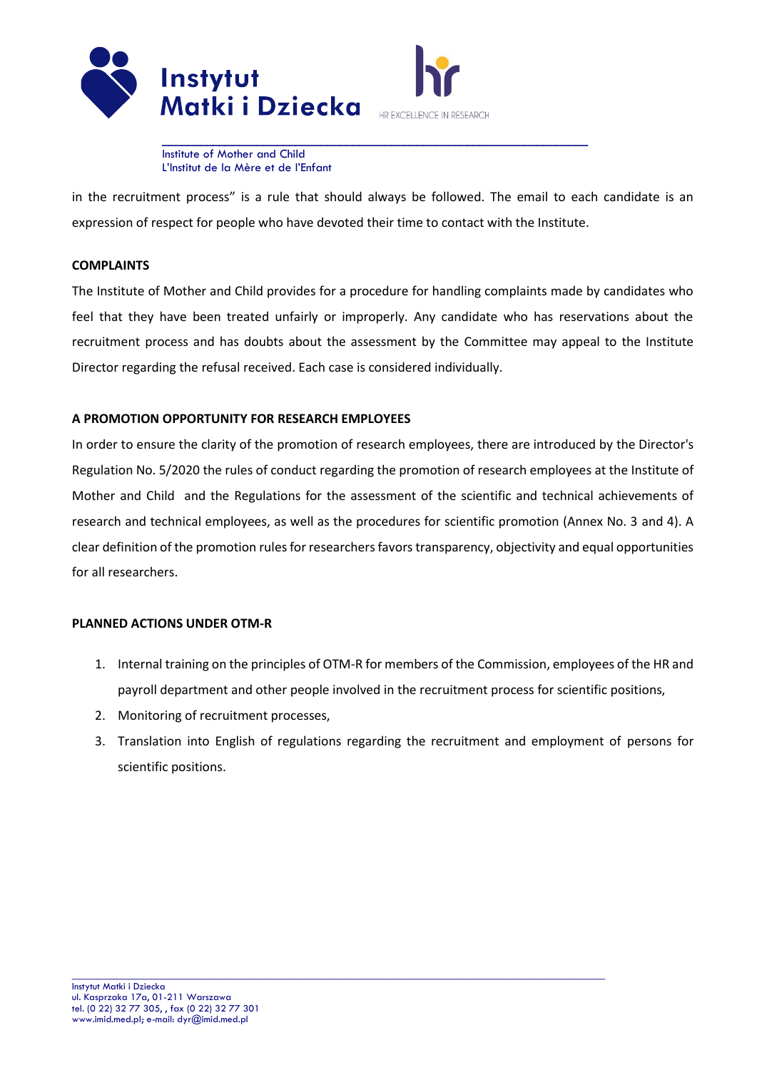in the recruitment process" is a rule that should always be followed. The email to each candidate is an expression of respect for people who have devoted their time to contact with the Institute.

**COMPLAINTS**

The Institute of Mother and Child provides for a procedure for handling complaints made by candidates who feel that they have been treated unfairly or improperly. Any candidate who has reservations about the recruitment process and has doubts about the assessment by the Committee may appeal to the Institute Director regarding the refusal received. Each case is considered individually.

**A PROMOTION OPPORTUNITY FOR RESEARCH EMPLOYEES**

In order to ensure the clarity of the promotion of research employees, there are introduced by the Director's Regulation No. 5/2020 the rules of conduct regarding the promotion of research employees at the Institute of Mother and Child and the Regulations for the assessment of the scientific and technical achievements of research and technical employees, as well as the procedures for scientific promotion (Annex No. 3 and 4). A clear definition of the promotion rules for researchers favors transparency, objectivity and equal opportunities for all researchers.

**PLANNED ACTIONS UNDER OTM-R**

1. Internal training on the principles of OTM-R for members of the Commission, employees of the HR and payroll department and other people involved in the recruitment process for scientific positions,
2. Monitoring of recruitment processes,
3. Translation into English of regulations regarding the recruitment and employment of persons for scientific positions.